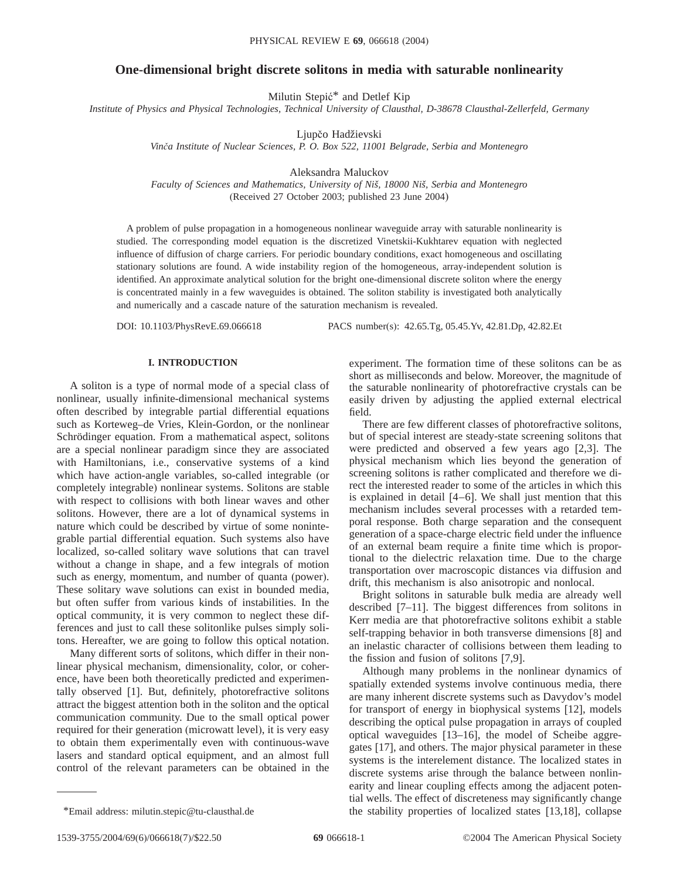# One-dimensional bright discrete solitons in media with saturable nonlinearity

Milutin Stepić* and Detlef Kip

*Institute of Physics and Physical Technologies, Technical University of Clausthal, D-38678 Clausthal-Zellerfeld, Germany*

Ljupčo Hadžievski

*Vinča Institute of Nuclear Sciences, P. O. Box 522, 11001 Belgrade, Serbia and Montenegro*

Aleksandra Maluckov

*Faculty of Sciences and Mathematics, University of Niš, 18000 Niš, Serbia and Montenegro*

(Received 27 October 2003; published 23 June 2004)

A problem of pulse propagation in a homogeneous nonlinear waveguide array with saturable nonlinearity is studied. The corresponding model equation is the discretized Vinetskii-Kukhtarev equation with neglected influence of diffusion of charge carriers. For periodic boundary conditions, exact homogeneous and oscillating stationary solutions are found. A wide instability region of the homogeneous, array-independent solution is identified. An approximate analytical solution for the bright one-dimensional discrete soliton where the energy is concentrated mainly in a few waveguides is obtained. The soliton stability is investigated both analytically and numerically and a cascade nature of the saturation mechanism is revealed.

DOI: 10.1103/PhysRevE.69.066618 PACS number(s): 42.65.Tg, 05.45.Yv, 42.81.Dp, 42.82.Et

## I. INTRODUCTION

A soliton is a type of normal mode of a special class of nonlinear, usually infinite-dimensional mechanical systems often described by integrable partial differential equations such as Korteweg–de Vries, Klein-Gordon, or the nonlinear Schrödinger equation. From a mathematical aspect, solitons are a special nonlinear paradigm since they are associated with Hamiltonians, i.e., conservative systems of a kind which have action-angle variables, so-called integrable (or completely integrable) nonlinear systems. Solitons are stable with respect to collisions with both linear waves and other solitons. However, there are a lot of dynamical systems in nature which could be described by virtue of some nonintegrable partial differential equation. Such systems also have localized, so-called solitary wave solutions that can travel without a change in shape, and a few integrals of motion such as energy, momentum, and number of quanta (power). These solitary wave solutions can exist in bounded media, but often suffer from various kinds of instabilities. In the optical community, it is very common to neglect these differences and just to call these solitonlike pulses simply solitons. Hereafter, we are going to follow this optical notation.

Many different sorts of solitons, which differ in their nonlinear physical mechanism, dimensionality, color, or coherence, have been both theoretically predicted and experimentally observed [1]. But, definitely, photorefractive solitons attract the biggest attention both in the soliton and the optical communication community. Due to the small optical power required for their generation (microwatt level), it is very easy to obtain them experimentally even with continuous-wave lasers and standard optical equipment, and an almost full control of the relevant parameters can be obtained in the experiment. The formation time of these solitons can be as short as milliseconds and below. Moreover, the magnitude of the saturable nonlinearity of photorefractive crystals can be easily driven by adjusting the applied external electrical field.

There are few different classes of photorefractive solitons, but of special interest are steady-state screening solitons that were predicted and observed a few years ago [2,3]. The physical mechanism which lies beyond the generation of screening solitons is rather complicated and therefore we direct the interested reader to some of the articles in which this is explained in detail [4–6]. We shall just mention that this mechanism includes several processes with a retarded temporal response. Both charge separation and the consequent generation of a space-charge electric field under the influence of an external beam require a finite time which is proportional to the dielectric relaxation time. Due to the charge transportation over macroscopic distances via diffusion and drift, this mechanism is also anisotropic and nonlocal.

Bright solitons in saturable bulk media are already well described [7–11]. The biggest differences from solitons in Kerr media are that photorefractive solitons exhibit a stable self-trapping behavior in both transverse dimensions [8] and an inelastic character of collisions between them leading to the fission and fusion of solitons [7,9].

Although many problems in the nonlinear dynamics of spatially extended systems involve continuous media, there are many inherent discrete systems such as Davydov's model for transport of energy in biophysical systems [12], models describing the optical pulse propagation in arrays of coupled optical waveguides [13–16], the model of Scheibe aggregates [17], and others. The major physical parameter in these systems is the interelement distance. The localized states in discrete systems arise through the balance between nonlinearity and linear coupling effects among the adjacent potential wells. The effect of discreteness may significantly change the stability properties of localized states [13,18], collapse

*Email address: milutin.stepic@tu-clausthal.de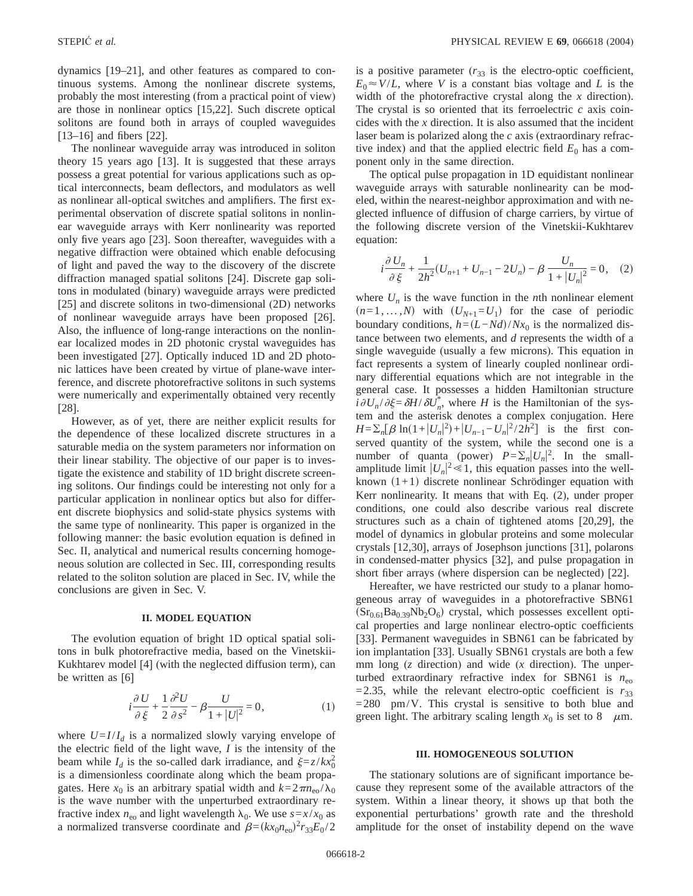dynamics [19–21], and other features as compared to continuous systems. Among the nonlinear discrete systems, probably the most interesting (from a practical point of view) are those in nonlinear optics [15,22]. Such discrete optical solitons are found both in arrays of coupled waveguides [13–16] and fibers [22].

The nonlinear waveguide array was introduced in soliton theory 15 years ago [13]. It is suggested that these arrays possess a great potential for various applications such as optical interconnects, beam deflectors, and modulators as well as nonlinear all-optical switches and amplifiers. The first experimental observation of discrete spatial solitons in nonlinear waveguide arrays with Kerr nonlinearity was reported only five years ago [23]. Soon thereafter, waveguides with a negative diffraction were obtained which enable defocusing of light and paved the way to the discovery of the discrete diffraction managed spatial solitons [24]. Discrete gap solitons in modulated (binary) waveguide arrays were predicted [25] and discrete solitons in two-dimensional (2D) networks of nonlinear waveguide arrays have been proposed [26]. Also, the influence of long-range interactions on the nonlinear localized modes in 2D photonic crystal waveguides has been investigated [27]. Optically induced 1D and 2D photonic lattices have been created by virtue of plane-wave interference, and discrete photorefractive solitons in such systems were numerically and experimentally obtained very recently [28].

However, as of yet, there are neither explicit results for the dependence of these localized discrete structures in a saturable media on the system parameters nor information on their linear stability. The objective of our paper is to investigate the existence and stability of 1D bright discrete screening solitons. Our findings could be interesting not only for a particular application in nonlinear optics but also for different discrete biophysics and solid-state physics systems with the same type of nonlinearity. This paper is organized in the following manner: the basic evolution equation is defined in Sec. II, analytical and numerical results concerning homogeneous solution are collected in Sec. III, corresponding results related to the soliton solution are placed in Sec. IV, while the conclusions are given in Sec. V.

## II. MODEL EQUATION

The evolution equation of bright 1D optical spatial solitons in bulk photorefractive media, based on the Vinetskii-Kukhtarev model [4] (with the neglected diffusion term), can be written as [6]

$$i\frac{\partial U}{\partial \xi}+\frac{1}{2}\frac{\partial^2 U}{\partial s^2}-\beta\frac{U}{1+|U|^2}=0, \tag{1}$$

where $U=I/I_d$ is a normalized slowly varying envelope of the electric field of the light wave, $I$ is the intensity of the beam while $I_d$ is the so-called dark irradiance, and $\xi=z/kx_0^2$ is a dimensionless coordinate along which the beam propagates. Here $x_0$ is an arbitrary spatial width and $k=2\pi n_{\mathrm{eo}}/\lambda_0$ is the wave number with the unperturbed extraordinary refractive index $n_{\mathrm{eo}}$ and light wavelength $\lambda_0$. We use $s=x/x_0$ as a normalized transverse coordinate and $\beta=(kx_0n_{\mathrm{eo}})^2 r_{33}E_0/2$ is a positive parameter ($r_{33}$ is the electro-optic coefficient, $E_0\approx V/L$, where $V$ is a constant bias voltage and $L$ is the width of the photorefractive crystal along the $x$ direction). The crystal is so oriented that its ferroelectric $c$ axis coincides with the $x$ direction. It is also assumed that the incident laser beam is polarized along the $c$ axis (extraordinary refractive index) and that the applied electric field $E_0$ has a component only in the same direction.

The optical pulse propagation in 1D equidistant nonlinear waveguide arrays with saturable nonlinearity can be modeled, within the nearest-neighbor approximation and with neglected influence of diffusion of charge carriers, by virtue of the following discrete version of the Vinetskii-Kukhtarev equation:

$$i\frac{\partial U_n}{\partial \xi}+\frac{1}{2h^2}(U_{n+1}+U_{n-1}-2U_n)-\beta\frac{U_n}{1+|U_n|^2}=0, \tag{2}$$

where $U_n$ is the wave function in the $n$th nonlinear element $(n=1,\ldots,N)$ with $(U_{N+1}=U_1)$ for the case of periodic boundary conditions, $h=(L-Nd)/Nx_0$ is the normalized distance between two elements, and $d$ represents the width of a single waveguide (usually a few microns). This equation in fact represents a system of linearly coupled nonlinear ordinary differential equations which are not integrable in the general case. It possesses a hidden Hamiltonian structure $i\partial U_n/\partial\xi=\delta H/\delta U_n^*$, where $H$ is the Hamiltonian of the system and the asterisk denotes a complex conjugation. Here $H=\Sigma_n[\beta\ln(1+|U_n|^2)+|U_{n-1}-U_n|^2/2h^2]$ is the first conserved quantity of the system, while the second one is a number of quanta (power) $P=\Sigma_n|U_n|^2$. In the small-amplitude limit $|U_n|^2\ll 1$, this equation passes into the well-known $(1+1)$ discrete nonlinear Schrödinger equation with Kerr nonlinearity. It means that with Eq. (2), under proper conditions, one could also describe various real discrete structures such as a chain of tightened atoms [20,29], the model of dynamics in globular proteins and some molecular crystals [12,30], arrays of Josephson junctions [31], polarons in condensed-matter physics [32], and pulse propagation in short fiber arrays (where dispersion can be neglected) [22].

Hereafter, we have restricted our study to a planar homogeneous array of waveguides in a photorefractive SBN61 ($Sr_{0.61}Ba_{0.39}Nb_2O_6$) crystal, which possesses excellent optical properties and large nonlinear electro-optic coefficients [33]. Permanent waveguides in SBN61 can be fabricated by ion implantation [33]. Usually SBN61 crystals are both a few mm long ($z$ direction) and wide ($x$ direction). The unperturbed extraordinary refractive index for SBN61 is $n_{\mathrm{eo}}=2.35$, while the relevant electro-optic coefficient is $r_{33}=280$ pm/V. This crystal is sensitive to both blue and green light. The arbitrary scaling length $x_0$ is set to 8 $\mu$m.

## III. HOMOGENEOUS SOLUTION

The stationary solutions are of significant importance because they represent some of the available attractors of the system. Within a linear theory, it shows up that both the exponential perturbations' growth rate and the threshold amplitude for the onset of instability depend on the wave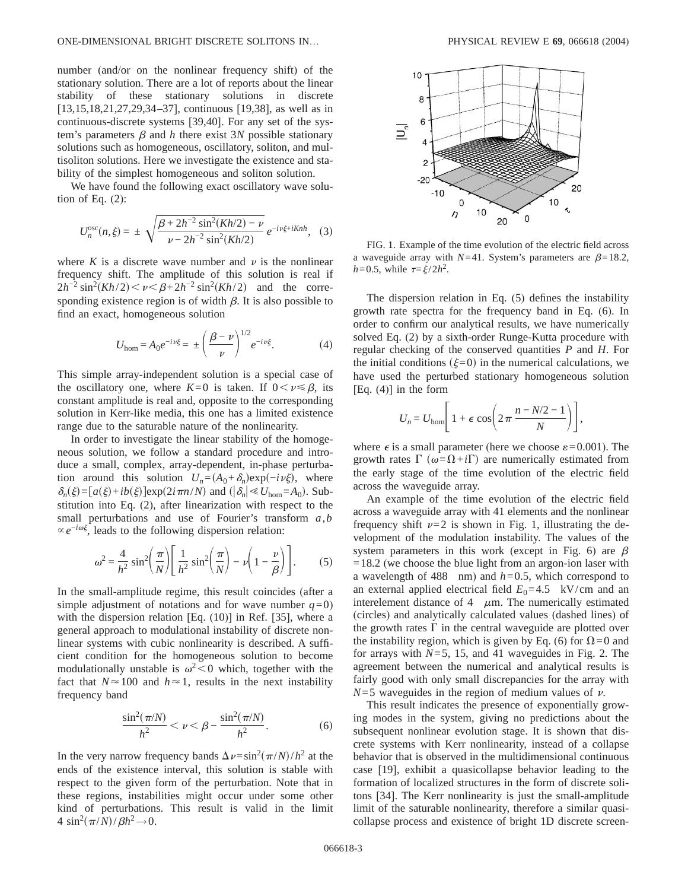number (and/or on the nonlinear frequency shift) of the stationary solution. There are a lot of reports about the linear stability of these stationary solutions in discrete [13,15,18,21,27,29,34–37], continuous [19,38], as well as in continuous-discrete systems [39,40]. For any set of the system's parameters $\beta$ and $h$ there exist $3N$ possible stationary solutions such as homogeneous, oscillatory, soliton, and multisoliton solutions. Here we investigate the existence and stability of the simplest homogeneous and soliton solution.

We have found the following exact oscillatory wave solution of Eq. (2):

$$U_n^{\mathrm{osc}}(n,\xi) = \pm\sqrt{\frac{\beta + 2h^{-2}\sin^2(Kh/2) - \nu}{\nu - 2h^{-2}\sin^2(Kh/2)}}\, e^{-i\nu\xi + iKnh}, \quad (3)$$

where $K$ is a discrete wave number and $\nu$ is the nonlinear frequency shift. The amplitude of this solution is real if $2h^{-2}\sin^2(Kh/2) < \nu < \beta + 2h^{-2}\sin^2(Kh/2)$ and the corresponding existence region is of width $\beta$. It is also possible to find an exact, homogeneous solution

$$U_{\mathrm{hom}} = A_0 e^{-i\nu\xi} = \pm\left(\frac{\beta - \nu}{\nu}\right)^{1/2} e^{-i\nu\xi}. \quad (4)$$

This simple array-independent solution is a special case of the oscillatory one, where $K=0$ is taken. If $0 < \nu \leq \beta$, its constant amplitude is real and, opposite to the corresponding solution in Kerr-like media, this one has a limited existence range due to the saturable nature of the nonlinearity.

In order to investigate the linear stability of the homogeneous solution, we follow a standard procedure and introduce a small, complex, array-dependent, in-phase perturbation around this solution $U_n = (A_0 + \delta_n)\exp(-i\nu\xi)$, where $\delta_n(\xi) = [a(\xi) + ib(\xi)]\exp(2i\pi n/N)$ and $(|\delta_n| \ll U_{\mathrm{hom}} = A_0)$. Substitution into Eq. (2), after linearization with respect to the small perturbations and use of Fourier's transform $a,b \propto e^{-i\omega\xi}$, leads to the following dispersion relation:

$$\omega^2 = \frac{4}{h^2}\sin^2\left(\frac{\pi}{N}\right)\left[\frac{1}{h^2}\sin^2\left(\frac{\pi}{N}\right) - \nu\left(1 - \frac{\nu}{\beta}\right)\right]. \quad (5)$$

In the small-amplitude regime, this result coincides (after a simple adjustment of notations and for wave number $q=0$) with the dispersion relation [Eq. (10)] in Ref. [35], where a general approach to modulational instability of discrete nonlinear systems with cubic nonlinearity is described. A sufficient condition for the homogeneous solution to become modulationally unstable is $\omega^2 < 0$ which, together with the fact that $N \approx 100$ and $h \approx 1$, results in the next instability frequency band

$$\frac{\sin^2(\pi/N)}{h^2} < \nu < \beta - \frac{\sin^2(\pi/N)}{h^2}. \quad (6)$$

In the very narrow frequency bands $\Delta\nu = \sin^2(\pi/N)/h^2$ at the ends of the existence interval, this solution is stable with respect to the given form of the perturbation. Note that in these regions, instabilities might occur under some other kind of perturbations. This result is valid in the limit $4\sin^2(\pi/N)/\beta h^2 \to 0$.

FIG. 1. Example of the time evolution of the electric field across a waveguide array with $N=41$. System's parameters are $\beta=18.2$, $h=0.5$, while $\tau=\xi/2h^2$.

The dispersion relation in Eq. (5) defines the instability growth rate spectra for the frequency band in Eq. (6). In order to confirm our analytical results, we have numerically solved Eq. (2) by a sixth-order Runge-Kutta procedure with regular checking of the conserved quantities $P$ and $H$. For the initial conditions ($\xi=0$) in the numerical calculations, we have used the perturbed stationary homogeneous solution [Eq. (4)] in the form

$$U_n = U_{\mathrm{hom}}\left[1 + \epsilon\cos\left(2\pi\frac{n - N/2 - 1}{N}\right)\right],$$

where $\epsilon$ is a small parameter (here we choose $\varepsilon=0.001$). The growth rates $\Gamma$ ($\omega = \Omega + i\Gamma$) are numerically estimated from the early stage of the time evolution of the electric field across the waveguide array.

An example of the time evolution of the electric field across a waveguide array with 41 elements and the nonlinear frequency shift $\nu=2$ is shown in Fig. 1, illustrating the development of the modulation instability. The values of the system parameters in this work (except in Fig. 6) are $\beta=18.2$ (we choose the blue light from an argon-ion laser with a wavelength of 488 nm) and $h=0.5$, which correspond to an external applied electrical field $E_0=4.5$ kV/cm and an interelement distance of 4 $\mu$m. The numerically estimated (circles) and analytically calculated values (dashed lines) of the growth rates $\Gamma$ in the central waveguide are plotted over the instability region, which is given by Eq. (6) for $\Omega=0$ and for arrays with $N=5$, 15, and 41 waveguides in Fig. 2. The agreement between the numerical and analytical results is fairly good with only small discrepancies for the array with $N=5$ waveguides in the region of medium values of $\nu$.

This result indicates the presence of exponentially growing modes in the system, giving no predictions about the subsequent nonlinear evolution stage. It is shown that discrete systems with Kerr nonlinearity, instead of a collapse behavior that is observed in the multidimensional continuous case [19], exhibit a quasicollapse behavior leading to the formation of localized structures in the form of discrete solitons [34]. The Kerr nonlinearity is just the small-amplitude limit of the saturable nonlinearity, therefore a similar quasicollapse process and existence of bright 1D discrete screen-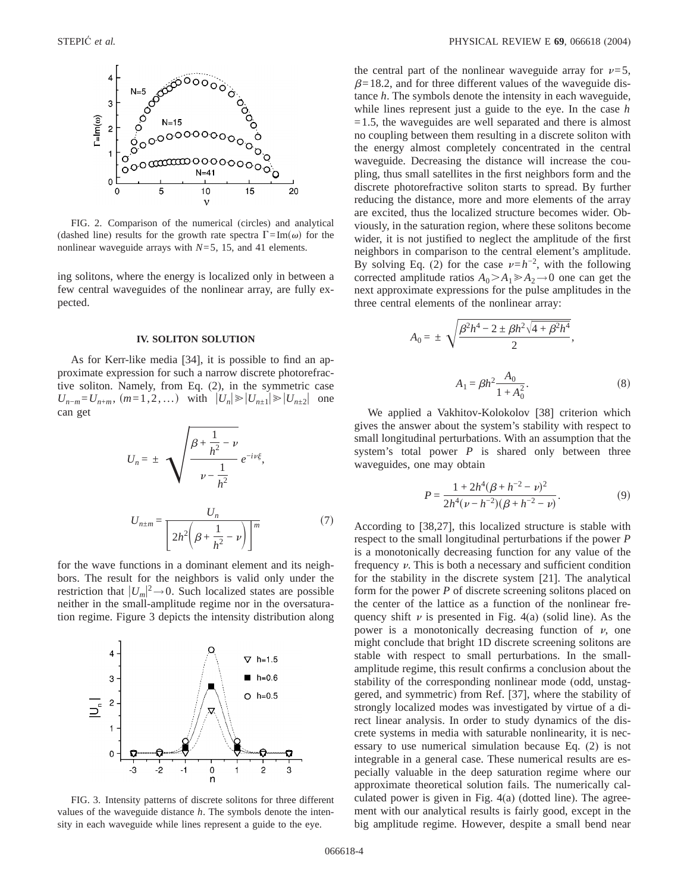FIG. 2. Comparison of the numerical (circles) and analytical (dashed line) results for the growth rate spectra $\Gamma = \mathrm{Im}(\omega)$ for the nonlinear waveguide arrays with $N=5$, 15, and 41 elements.

ing solitons, where the energy is localized only in between a few central waveguides of the nonlinear array, are fully expected.

## IV. SOLITON SOLUTION

As for Kerr-like media [34], it is possible to find an approximate expression for such a narrow discrete photorefractive soliton. Namely, from Eq. (2), in the symmetric case $U_{n-m}=U_{n+m}$, $(m=1,2,\ldots)$ with $|U_n| \gg |U_{n\pm1}| \gg |U_{n\pm2}|$ one can get

$$U_n = \pm \sqrt{\frac{\beta + \dfrac{1}{h^2} - \nu}{\nu - \dfrac{1}{h^2}}}\, e^{-i\nu\xi},$$

$$U_{n\pm m} = \frac{U_n}{\left[2h^2\left(\beta + \dfrac{1}{h^2} - \nu\right)\right]^m} \tag{7}$$

for the wave functions in a dominant element and its neighbors. The result for the neighbors is valid only under the restriction that $|U_m|^2 \to 0$. Such localized states are possible neither in the small-amplitude regime nor in the oversaturation regime. Figure 3 depicts the intensity distribution along the central part of the nonlinear waveguide array for $\nu=5$, $\beta=18.2$, and for three different values of the waveguide distance $h$. The symbols denote the intensity in each waveguide, while lines represent just a guide to the eye. In the case $h=1.5$, the waveguides are well separated and there is almost no coupling between them resulting in a discrete soliton with the energy almost completely concentrated in the central waveguide. Decreasing the distance will increase the coupling, thus small satellites in the first neighbors form and the discrete photorefractive soliton starts to spread. By further reducing the distance, more and more elements of the array are excited, thus the localized structure becomes wider. Obviously, in the saturation region, where these solitons become wider, it is not justified to neglect the amplitude of the first neighbors in comparison to the central element's amplitude. By solving Eq. (2) for the case $\nu=h^{-2}$, with the following corrected amplitude ratios $A_0 > A_1 \gg A_2 \to 0$ one can get the next approximate expressions for the pulse amplitudes in the three central elements of the nonlinear array:

$$A_0 = \pm \sqrt{\frac{\beta^2 h^4 - 2 \pm \beta h^2 \sqrt{4+\beta^2 h^4}}{2}},$$

$$A_1 = \beta h^2 \frac{A_0}{1+A_0^2}. \tag{8}$$

FIG. 3. Intensity patterns of discrete solitons for three different values of the waveguide distance $h$. The symbols denote the intensity in each waveguide while lines represent a guide to the eye.

We applied a Vakhitov-Kolokolov [38] criterion which gives the answer about the system's stability with respect to small longitudinal perturbations. With an assumption that the system's total power $P$ is shared only between three waveguides, one may obtain

$$P = \frac{1 + 2h^4(\beta + h^{-2} - \nu)^2}{2h^4(\nu - h^{-2})(\beta + h^{-2} - \nu)}. \tag{9}$$

According to [38,27], this localized structure is stable with respect to the small longitudinal perturbations if the power $P$ is a monotonically decreasing function for any value of the frequency $\nu$. This is both a necessary and sufficient condition for the stability in the discrete system [21]. The analytical form for the power $P$ of discrete screening solitons placed on the center of the lattice as a function of the nonlinear frequency shift $\nu$ is presented in Fig. 4(a) (solid line). As the power is a monotonically decreasing function of $\nu$, one might conclude that bright 1D discrete screening solitons are stable with respect to small perturbations. In the small-amplitude regime, this result confirms a conclusion about the stability of the corresponding nonlinear mode (odd, unstaggered, and symmetric) from Ref. [37], where the stability of strongly localized modes was investigated by virtue of a direct linear analysis. In order to study dynamics of the discrete systems in media with saturable nonlinearity, it is necessary to use numerical simulation because Eq. (2) is not integrable in a general case. These numerical results are especially valuable in the deep saturation regime where our approximate theoretical solution fails. The numerically calculated power is given in Fig. 4(a) (dotted line). The agreement with our analytical results is fairly good, except in the big amplitude regime. However, despite a small bend near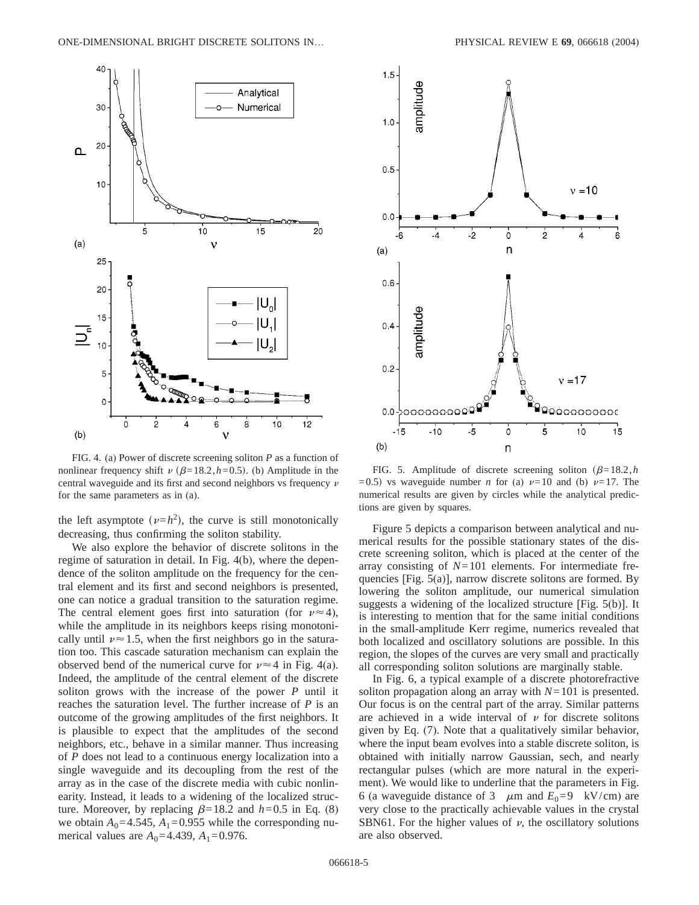FIG. 4. (a) Power of discrete screening soliton $P$ as a function of nonlinear frequency shift $\nu$ ($\beta=18.2, h=0.5$). (b) Amplitude in the central waveguide and its first and second neighbors vs frequency $\nu$ for the same parameters as in (a).

FIG. 5. Amplitude of discrete screening soliton ($\beta=18.2, h=0.5$) vs waveguide number $n$ for (a) $\nu=10$ and (b) $\nu=17$. The numerical results are given by circles while the analytical predictions are given by squares.

the left asymptote ($\nu=h^2$), the curve is still monotonically decreasing, thus confirming the soliton stability.

We also explore the behavior of discrete solitons in the regime of saturation in detail. In Fig. 4(b), where the dependence of the soliton amplitude on the frequency for the central element and its first and second neighbors is presented, one can notice a gradual transition to the saturation regime. The central element goes first into saturation (for $\nu \approx 4$), while the amplitude in its neighbors keeps rising monotonically until $\nu \approx 1.5$, when the first neighbors go in the saturation too. This cascade saturation mechanism can explain the observed bend of the numerical curve for $\nu \approx 4$ in Fig. 4(a). Indeed, the amplitude of the central element of the discrete soliton grows with the increase of the power $P$ until it reaches the saturation level. The further increase of $P$ is an outcome of the growing amplitudes of the first neighbors. It is plausible to expect that the amplitudes of the second neighbors, etc., behave in a similar manner. Thus increasing of $P$ does not lead to a continuous energy localization into a single waveguide and its decoupling from the rest of the array as in the case of the discrete media with cubic nonlinearity. Instead, it leads to a widening of the localized structure. Moreover, by replacing $\beta=18.2$ and $h=0.5$ in Eq. (8) we obtain $A_0=4.545$, $A_1=0.955$ while the corresponding numerical values are $A_0=4.439$, $A_1=0.976$.

Figure 5 depicts a comparison between analytical and numerical results for the possible stationary states of the discrete screening soliton, which is placed at the center of the array consisting of $N=101$ elements. For intermediate frequencies [Fig. 5(a)], narrow discrete solitons are formed. By lowering the soliton amplitude, our numerical simulation suggests a widening of the localized structure [Fig. 5(b)]. It is interesting to mention that for the same initial conditions in the small-amplitude Kerr regime, numerics revealed that both localized and oscillatory solutions are possible. In this region, the slopes of the curves are very small and practically all corresponding soliton solutions are marginally stable.

In Fig. 6, a typical example of a discrete photorefractive soliton propagation along an array with $N=101$ is presented. Our focus is on the central part of the array. Similar patterns are achieved in a wide interval of $\nu$ for discrete solitons given by Eq. (7). Note that a qualitatively similar behavior, where the input beam evolves into a stable discrete soliton, is obtained with initially narrow Gaussian, sech, and nearly rectangular pulses (which are more natural in the experiment). We would like to underline that the parameters in Fig. 6 (a waveguide distance of 3 $\mu$m and $E_0=9$ kV/cm) are very close to the practically achievable values in the crystal SBN61. For the higher values of $\nu$, the oscillatory solutions are also observed.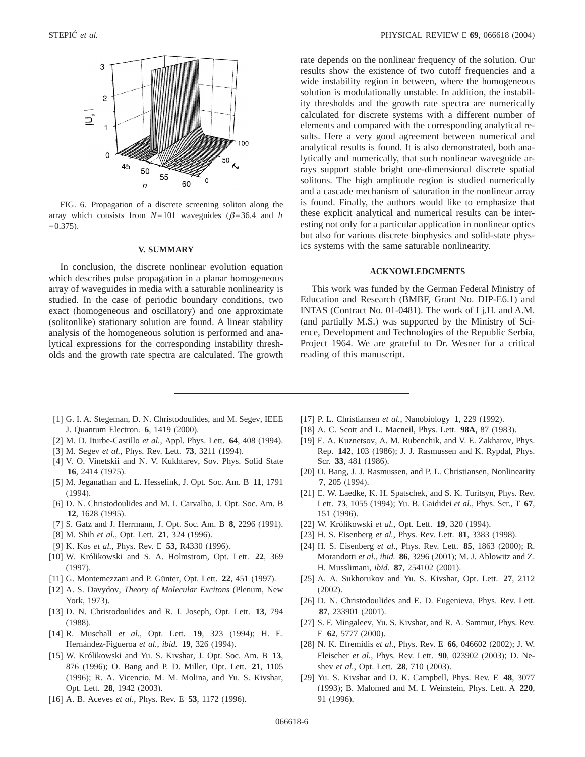FIG. 6. Propagation of a discrete screening soliton along the array which consists from $N=101$ waveguides ($\beta=36.4$ and $h=0.375$).

## V. SUMMARY

In conclusion, the discrete nonlinear evolution equation which describes pulse propagation in a planar homogeneous array of waveguides in media with a saturable nonlinearity is studied. In the case of periodic boundary conditions, two exact (homogeneous and oscillatory) and one approximate (solitonlike) stationary solution are found. A linear stability analysis of the homogeneous solution is performed and analytical expressions for the corresponding instability thresholds and the growth rate spectra are calculated. The growth rate depends on the nonlinear frequency of the solution. Our results show the existence of two cutoff frequencies and a wide instability region in between, where the homogeneous solution is modulationally unstable. In addition, the instability thresholds and the growth rate spectra are numerically calculated for discrete systems with a different number of elements and compared with the corresponding analytical results. Here a very good agreement between numerical and analytical results is found. It is also demonstrated, both analytically and numerically, that such nonlinear waveguide arrays support stable bright one-dimensional discrete spatial solitons. The high amplitude region is studied numerically and a cascade mechanism of saturation in the nonlinear array is found. Finally, the authors would like to emphasize that these explicit analytical and numerical results can be interesting not only for a particular application in nonlinear optics but also for various discrete biophysics and solid-state physics systems with the same saturable nonlinearity.

## ACKNOWLEDGMENTS

This work was funded by the German Federal Ministry of Education and Research (BMBF, Grant No. DIP-E6.1) and INTAS (Contract No. 01-0481). The work of Lj.H. and A.M. (and partially M.S.) was supported by the Ministry of Science, Development and Technologies of the Republic Serbia, Project 1964. We are grateful to Dr. Wesner for a critical reading of this manuscript.

---

[1] G. I. A. Stegeman, D. N. Christodoulides, and M. Segev, IEEE J. Quantum Electron. **6**, 1419 (2000).

[2] M. D. Iturbe-Castillo *et al.*, Appl. Phys. Lett. **64**, 408 (1994).

[3] M. Segev *et al.*, Phys. Rev. Lett. **73**, 3211 (1994).

[4] V. O. Vinetskii and N. V. Kukhtarev, Sov. Phys. Solid State **16**, 2414 (1975).

[5] M. Jeganathan and L. Hesselink, J. Opt. Soc. Am. B **11**, 1791 (1994).

[6] D. N. Christodoulides and M. I. Carvalho, J. Opt. Soc. Am. B **12**, 1628 (1995).

[7] S. Gatz and J. Herrmann, J. Opt. Soc. Am. B **8**, 2296 (1991).

[8] M. Shih *et al.*, Opt. Lett. **21**, 324 (1996).

[9] K. Kos *et al.*, Phys. Rev. E **53**, R4330 (1996).

[10] W. Królikowski and S. A. Holmstrom, Opt. Lett. **22**, 369 (1997).

[11] G. Montemezzani and P. Günter, Opt. Lett. **22**, 451 (1997).

[12] A. S. Davydov, *Theory of Molecular Excitons* (Plenum, New York, 1973).

[13] D. N. Christodoulides and R. I. Joseph, Opt. Lett. **13**, 794 (1988).

[14] R. Muschall *et al.*, Opt. Lett. **19**, 323 (1994); H. E. Hernández-Figueroa *et al.*, *ibid.* **19**, 326 (1994).

[15] W. Królikowski and Yu. S. Kivshar, J. Opt. Soc. Am. B **13**, 876 (1996); O. Bang and P. D. Miller, Opt. Lett. **21**, 1105 (1996); R. A. Vicencio, M. M. Molina, and Yu. S. Kivshar, Opt. Lett. **28**, 1942 (2003).

[16] A. B. Aceves *et al.*, Phys. Rev. E **53**, 1172 (1996).

[17] P. L. Christiansen *et al.*, Nanobiology **1**, 229 (1992).

[18] A. C. Scott and L. Macneil, Phys. Lett. **98A**, 87 (1983).

[19] E. A. Kuznetsov, A. M. Rubenchik, and V. E. Zakharov, Phys. Rep. **142**, 103 (1986); J. J. Rasmussen and K. Rypdal, Phys. Scr. **33**, 481 (1986).

[20] O. Bang, J. J. Rasmussen, and P. L. Christiansen, Nonlinearity **7**, 205 (1994).

[21] E. W. Laedke, K. H. Spatschek, and S. K. Turitsyn, Phys. Rev. Lett. **73**, 1055 (1994); Yu. B. Gaididei *et al.*, Phys. Scr., T **67**, 151 (1996).

[22] W. Królikowski *et al.*, Opt. Lett. **19**, 320 (1994).

[23] H. S. Eisenberg *et al.*, Phys. Rev. Lett. **81**, 3383 (1998).

[24] H. S. Eisenberg *et al.*, Phys. Rev. Lett. **85**, 1863 (2000); R. Morandotti *et al.*, *ibid.* **86**, 3296 (2001); M. J. Ablowitz and Z. H. Musslimani, *ibid.* **87**, 254102 (2001).

[25] A. A. Sukhorukov and Yu. S. Kivshar, Opt. Lett. **27**, 2112 (2002).

[26] D. N. Christodoulides and E. D. Eugenieva, Phys. Rev. Lett. **87**, 233901 (2001).

[27] S. F. Mingaleev, Yu. S. Kivshar, and R. A. Sammut, Phys. Rev. E **62**, 5777 (2000).

[28] N. K. Efremidis *et al.*, Phys. Rev. E **66**, 046602 (2002); J. W. Fleischer *et al.*, Phys. Rev. Lett. **90**, 023902 (2003); D. Neshev *et al.*, Opt. Lett. **28**, 710 (2003).

[29] Yu. S. Kivshar and D. K. Campbell, Phys. Rev. E **48**, 3077 (1993); B. Malomed and M. I. Weinstein, Phys. Lett. A **220**, 91 (1996).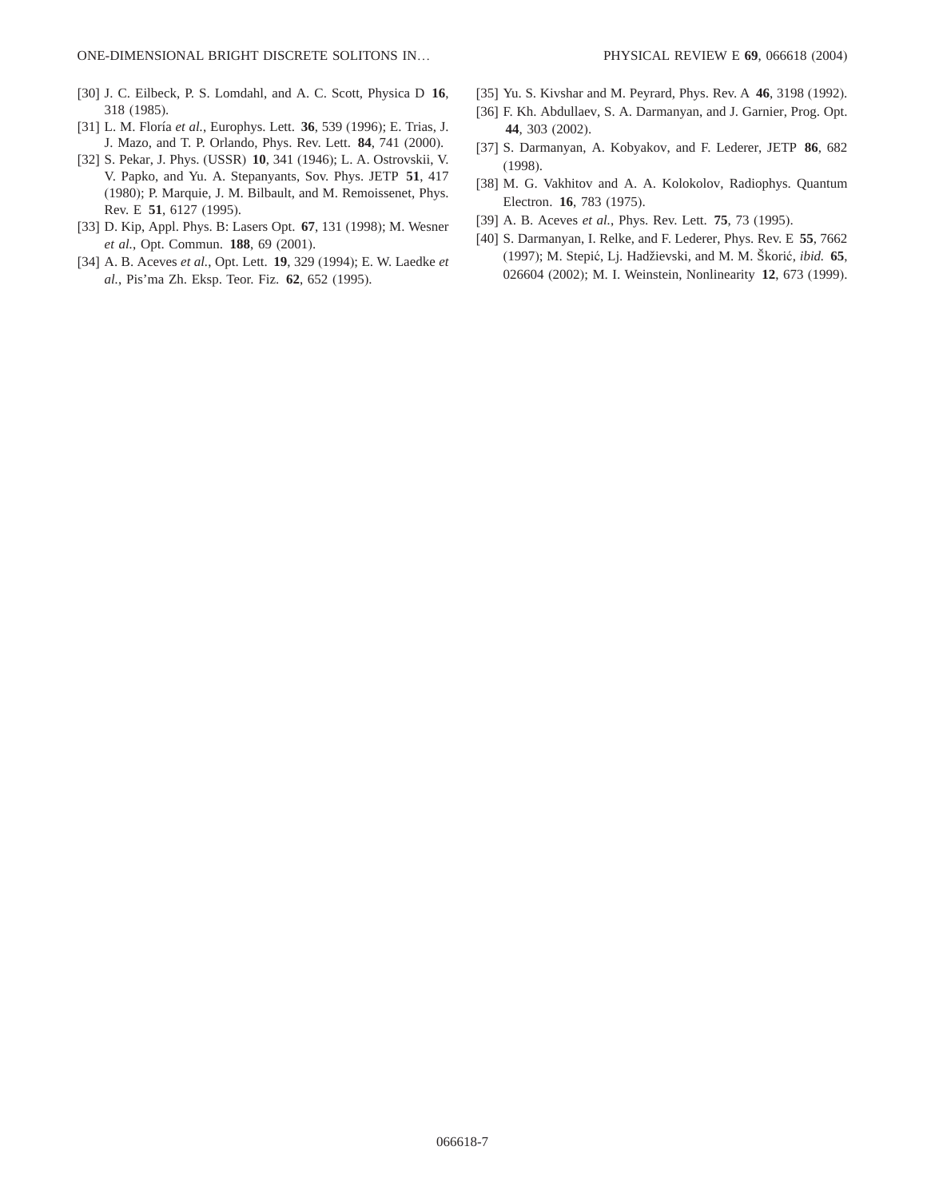[30] J. C. Eilbeck, P. S. Lomdahl, and A. C. Scott, Physica D **16**, 318 (1985).

[31] L. M. Floría *et al.*, Europhys. Lett. **36**, 539 (1996); E. Trias, J. J. Mazo, and T. P. Orlando, Phys. Rev. Lett. **84**, 741 (2000).

[32] S. Pekar, J. Phys. (USSR) **10**, 341 (1946); L. A. Ostrovskii, V. V. Papko, and Yu. A. Stepanyants, Sov. Phys. JETP **51**, 417 (1980); P. Marquie, J. M. Bilbault, and M. Remoissenet, Phys. Rev. E **51**, 6127 (1995).

[33] D. Kip, Appl. Phys. B: Lasers Opt. **67**, 131 (1998); M. Wesner *et al.*, Opt. Commun. **188**, 69 (2001).

[34] A. B. Aceves *et al.*, Opt. Lett. **19**, 329 (1994); E. W. Laedke *et al.*, Pis'ma Zh. Eksp. Teor. Fiz. **62**, 652 (1995).

[35] Yu. S. Kivshar and M. Peyrard, Phys. Rev. A **46**, 3198 (1992).

[36] F. Kh. Abdullaev, S. A. Darmanyan, and J. Garnier, Prog. Opt. **44**, 303 (2002).

[37] S. Darmanyan, A. Kobyakov, and F. Lederer, JETP **86**, 682 (1998).

[38] M. G. Vakhitov and A. A. Kolokolov, Radiophys. Quantum Electron. **16**, 783 (1975).

[39] A. B. Aceves *et al.*, Phys. Rev. Lett. **75**, 73 (1995).

[40] S. Darmanyan, I. Relke, and F. Lederer, Phys. Rev. E **55**, 7662 (1997); M. Stepić, Lj. Hadžievski, and M. M. Škorić, *ibid.* **65**, 026604 (2002); M. I. Weinstein, Nonlinearity **12**, 673 (1999).